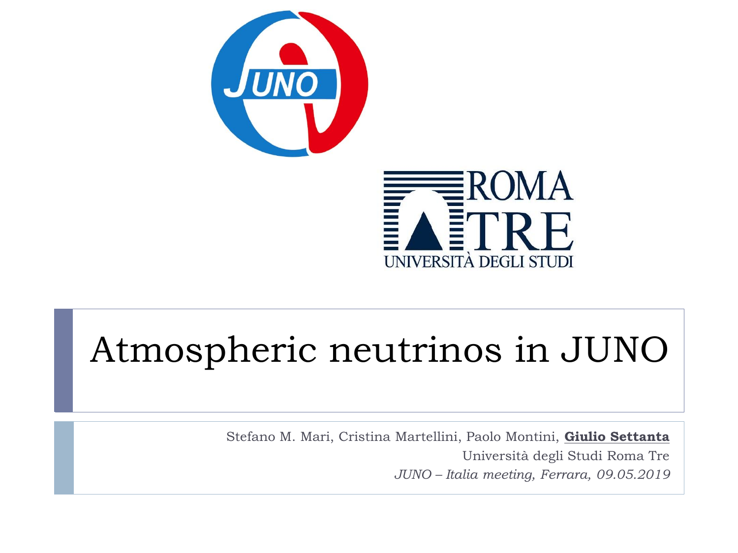# Atmospheric neutrinos in JUNO

Stefano M. Mari, Cristina Martellini, Paolo Montini, **Giulio Settanta**

Università degli Studi Roma Tre

*JUNO – Italia meeting, Ferrara, 09.05.2019*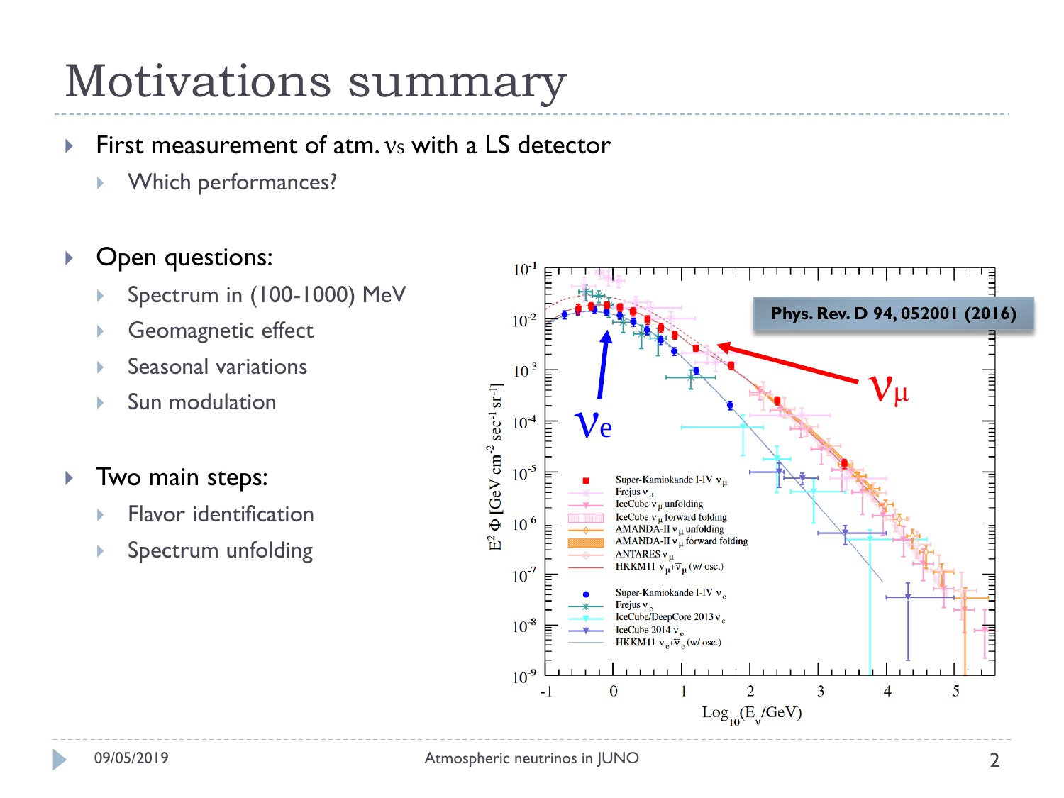# Motivations summary

- First measurement of atm. $\nu$s with a LS detector
  - Which performances?

- Open questions:
  - Spectrum in (100-1000) MeV
  - Geomagnetic effect
  - Seasonal variations
  - Sun modulation

- Two main steps:
  - Flavor identification
  - Spectrum unfolding

Phys. Rev. D 94, 052001 (2016)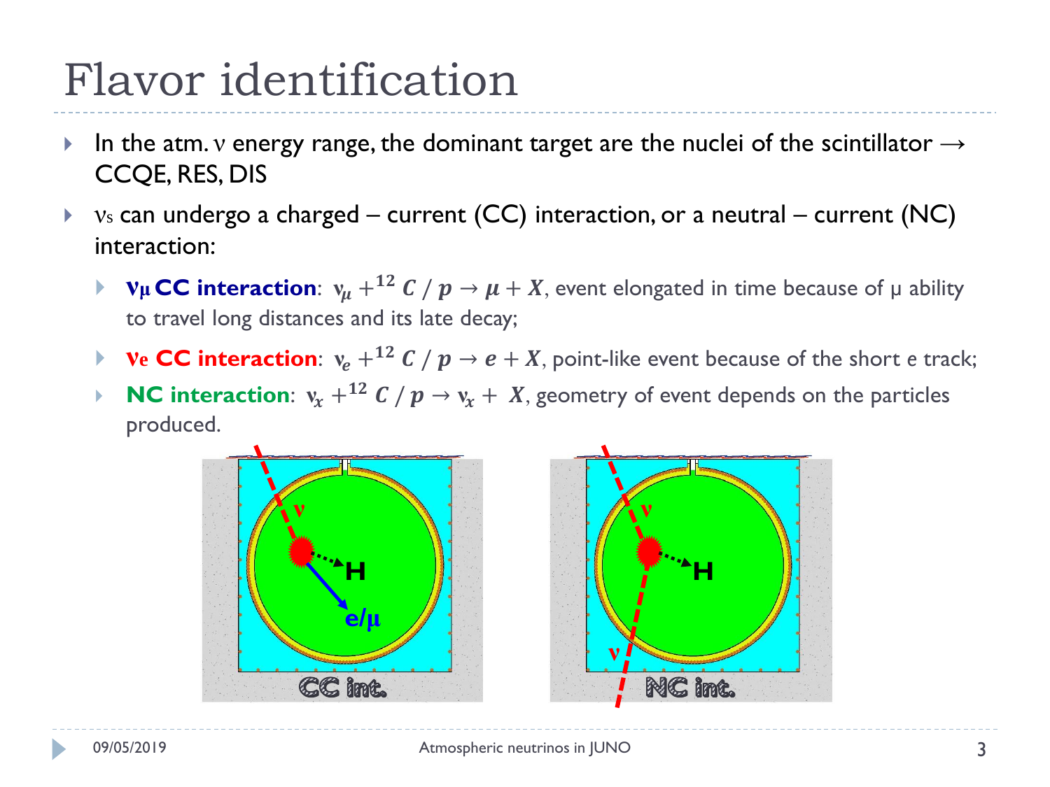# Flavor identification

- In the atm. $\nu$ energy range, the dominant target are the nuclei of the scintillator → CCQE, RES, DIS
- $\nu$s can undergo a charged – current (CC) interaction, or a neutral – current (NC) interaction:
  - **$\nu_\mu$ CC interaction**: $\nu_\mu + {}^{12}C\,/\,p \rightarrow \mu + X$, event elongated in time because of μ ability to travel long distances and its late decay;
  - **$\nu_e$ CC interaction**: $\nu_e + {}^{12}C\,/\,p \rightarrow e + X$, point-like event because of the short *e* track;
  - **NC interaction**: $\nu_x + {}^{12}C\,/\,p \rightarrow \nu_x + X$, geometry of event depends on the particles produced.

CC int. NC int.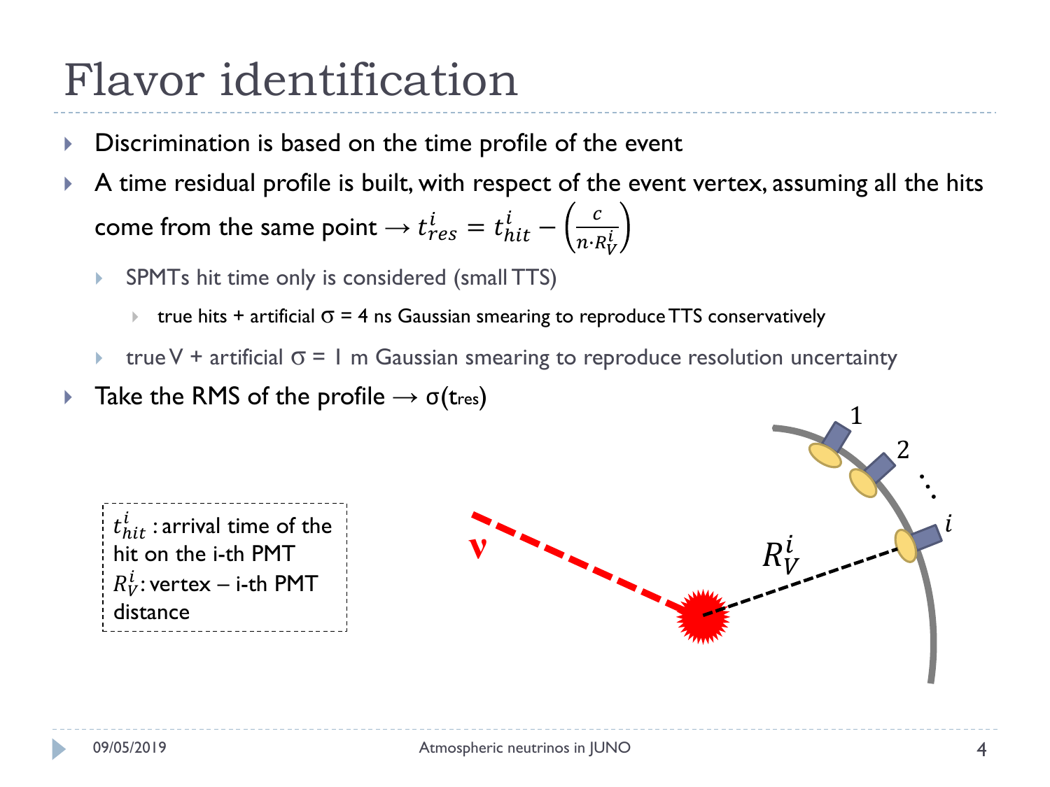# Flavor identification

- Discrimination is based on the time profile of the event
- A time residual profile is built, with respect of the event vertex, assuming all the hits come from the same point → $t_{res}^{i} = t_{hit}^{i} - \left(\frac{c}{n \cdot R_V^i}\right)$
  - SPMTs hit time only is considered (small TTS)
    - true hits + artificial $\sigma$ = 4 ns Gaussian smearing to reproduce TTS conservatively
  - true V + artificial $\sigma$ = 1 m Gaussian smearing to reproduce resolution uncertainty
- Take the RMS of the profile → $\sigma(t_{res})$

$t_{hit}^{i}$ : arrival time of the hit on the i-th PMT
$R_V^i$: vertex – i-th PMT distance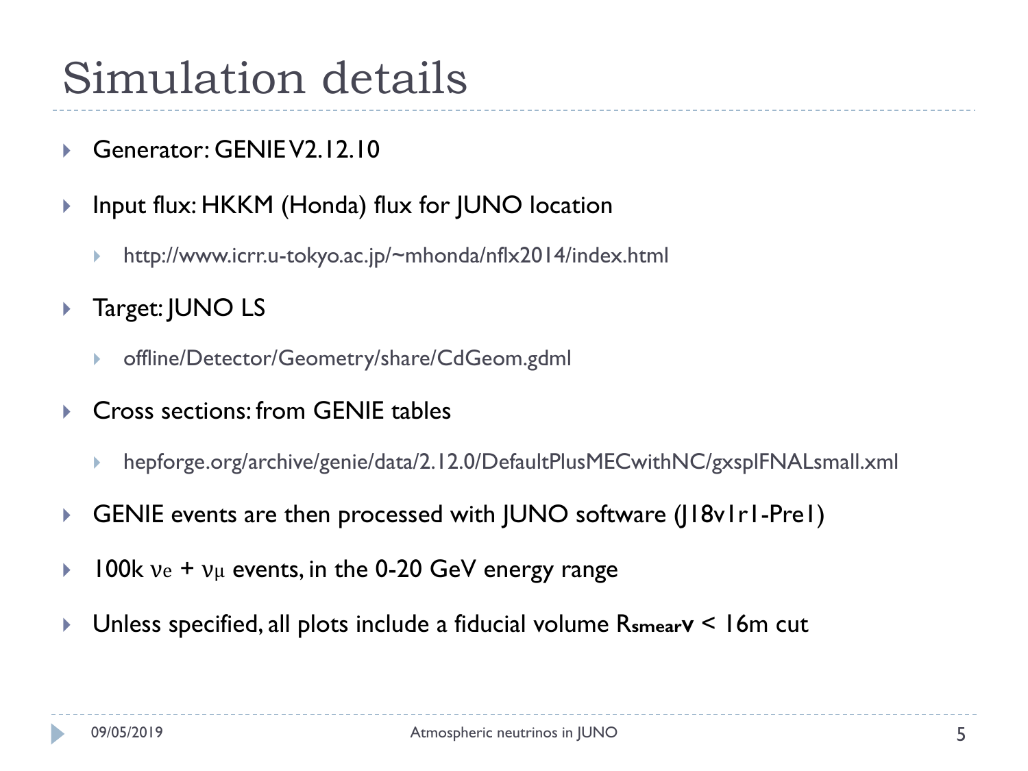# Simulation details

- Generator: GENIE V2.12.10
- Input flux: HKKM (Honda) flux for JUNO location
  - http://www.icrr.u-tokyo.ac.jp/~mhonda/nflx2014/index.html
- Target: JUNO LS
  - offline/Detector/Geometry/share/CdGeom.gdml
- Cross sections: from GENIE tables
  - hepforge.org/archive/genie/data/2.12.0/DefaultPlusMECwithNC/gxsplFNALsmall.xml
- GENIE events are then processed with JUNO software (J18v1r1-Pre1)
- 100k $\nu_e + \nu_\mu$ events, in the 0-20 GeV energy range
- Unless specified, all plots include a fiducial volume $R_{\mathbf{smearv}}$ < 16m cut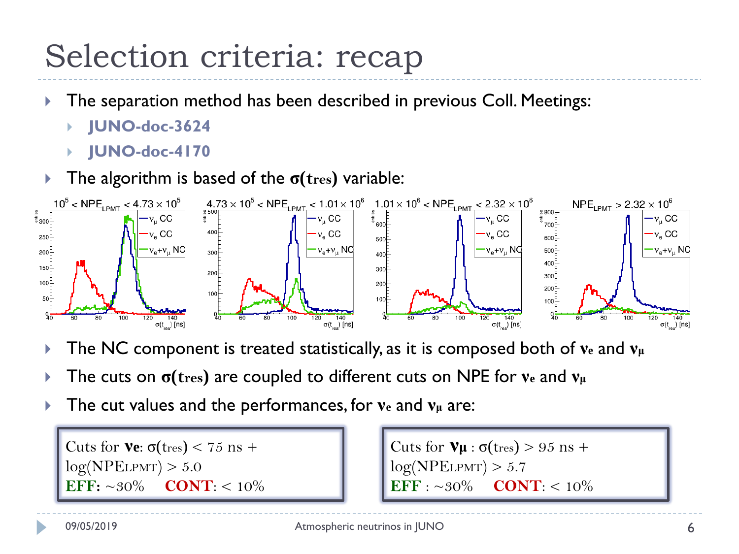# Selection criteria: recap

- The separation method has been described in previous Coll. Meetings:
  - **JUNO-doc-3624**
  - **JUNO-doc-4170**
- The algorithm is based of the **$\sigma$(tres)** variable:
- The NC component is treated statistically, as it is composed both of **$\nu_e$** and **$\nu_\mu$**
- The cuts on **$\sigma$(tres)** are coupled to different cuts on NPE for **$\nu_e$** and **$\nu_\mu$**
- The cut values and the performances, for **$\nu_e$** and **$\nu_\mu$** are:

Cuts for **$\nu_e$**: $\sigma$(tres) < 75 ns + log(NPE$_{LPMT}$) > 5.0
**EFF:** ~30% **CONT**: < 10%

Cuts for **$\nu_\mu$** : $\sigma$(tres) > 95 ns + log(NPE$_{LPMT}$) > 5.7
**EFF** : ~30% **CONT**: < 10%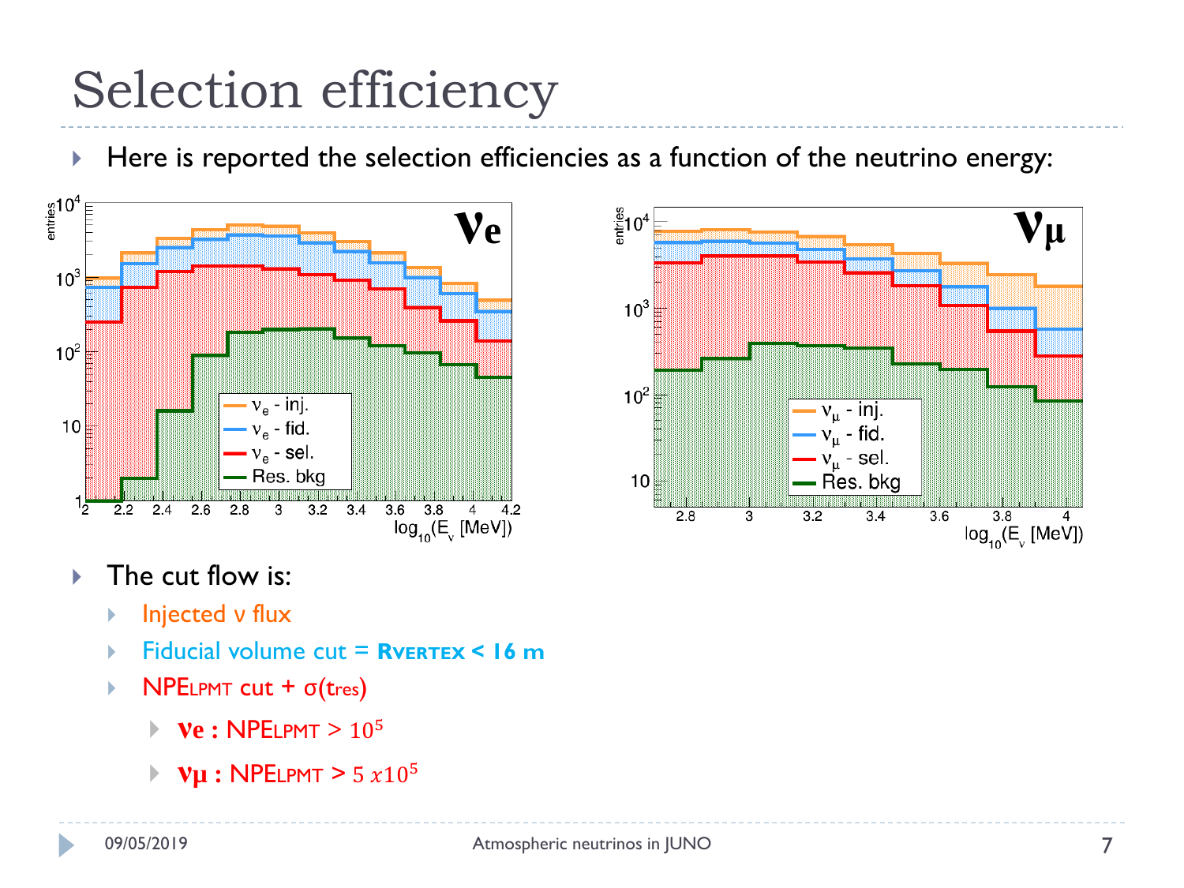# Selection efficiency

- Here is reported the selection efficiencies as a function of the neutrino energy:

- The cut flow is:
  - Injected ν flux
  - Fiducial volume cut = **$R_{VERTEX}$ < 16 m**
  - $NPE_{LPMT}$ cut + σ($t_{res}$)
    - **νe :** $NPE_{LPMT} > 10^5$
    - **νμ :** $NPE_{LPMT} > 5\,x10^5$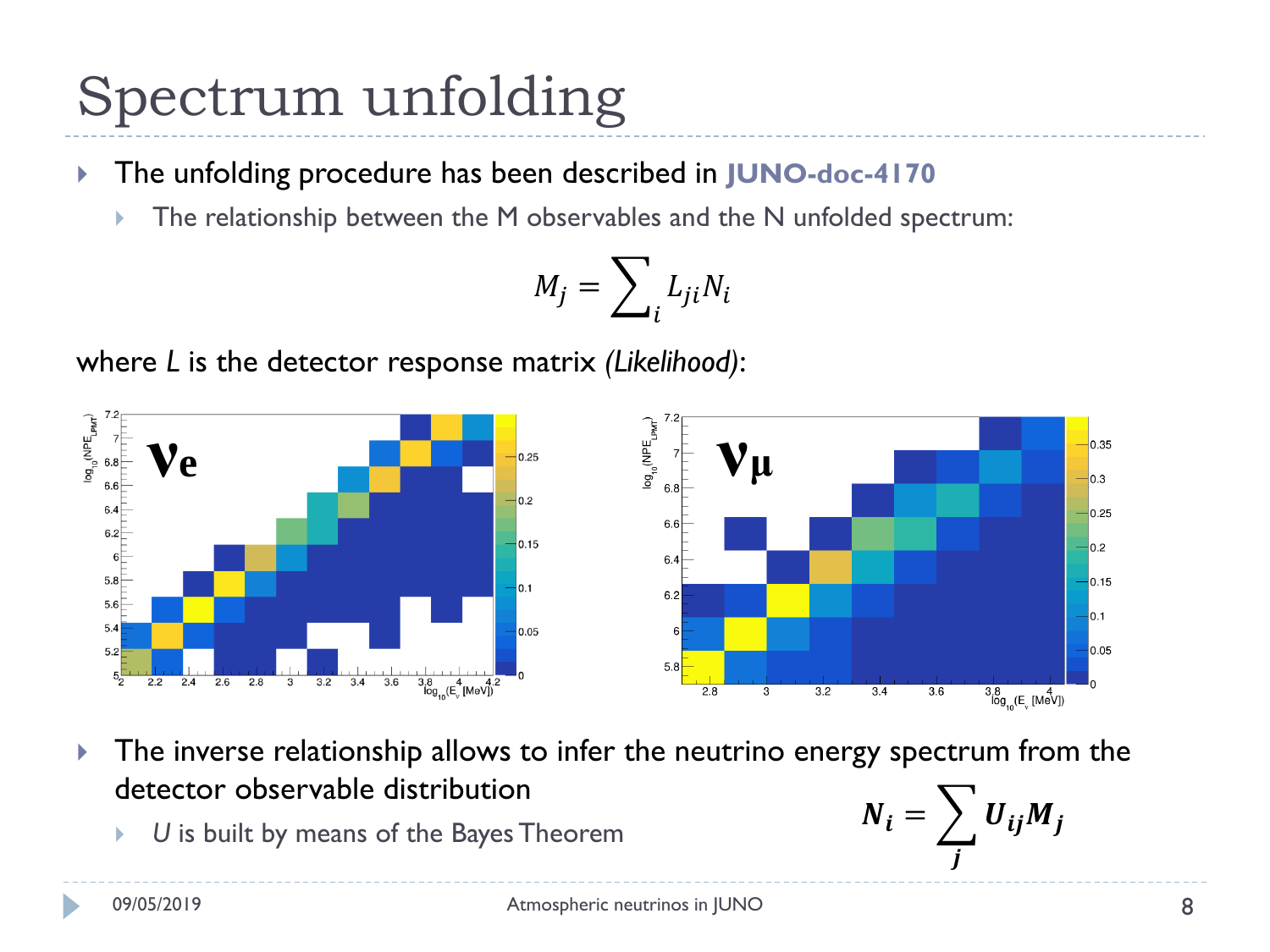# Spectrum unfolding

- The unfolding procedure has been described in **JUNO-doc-4170**
  - The relationship between the M observables and the N unfolded spectrum:

$$M_j = \sum_i L_{ji} N_i$$

where $L$ is the detector response matrix *(Likelihood)*:

- The inverse relationship allows to infer the neutrino energy spectrum from the detector observable distribution
  - $U$ is built by means of the Bayes Theorem

$$\boldsymbol{N_i = \sum_j U_{ij} M_j}$$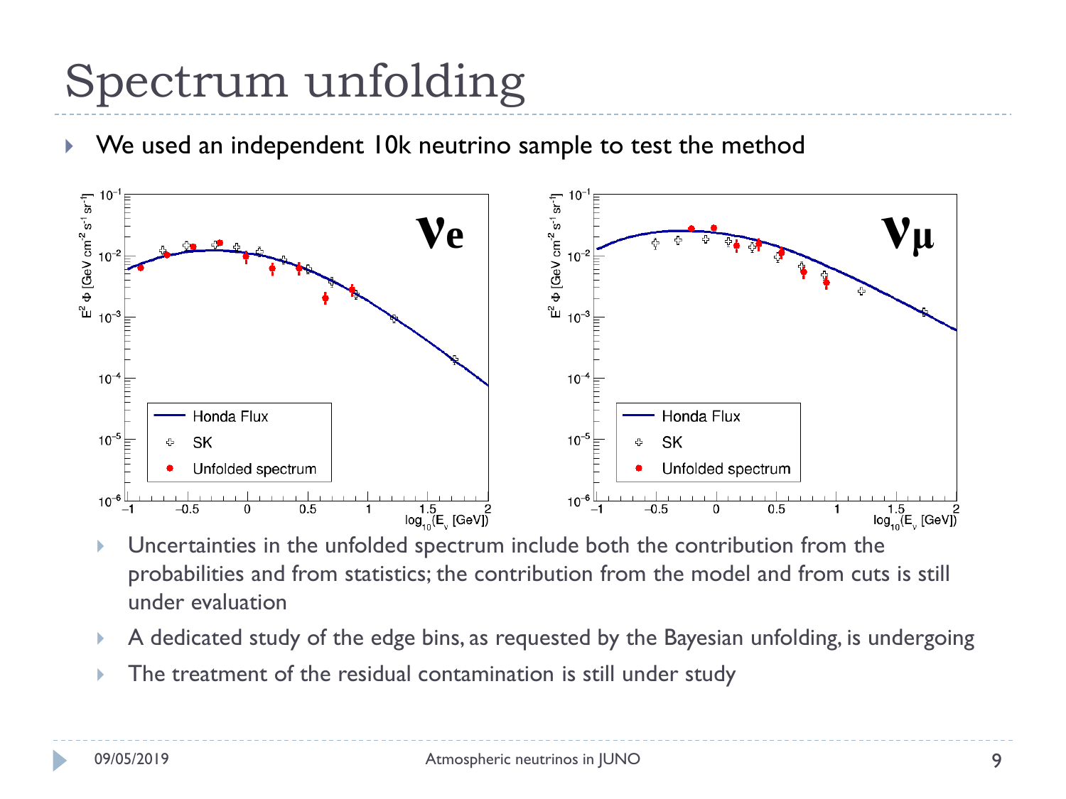# Spectrum unfolding

- We used an independent 10k neutrino sample to test the method

  - Uncertainties in the unfolded spectrum include both the contribution from the probabilities and from statistics; the contribution from the model and from cuts is still under evaluation
  - A dedicated study of the edge bins, as requested by the Bayesian unfolding, is undergoing
  - The treatment of the residual contamination is still under study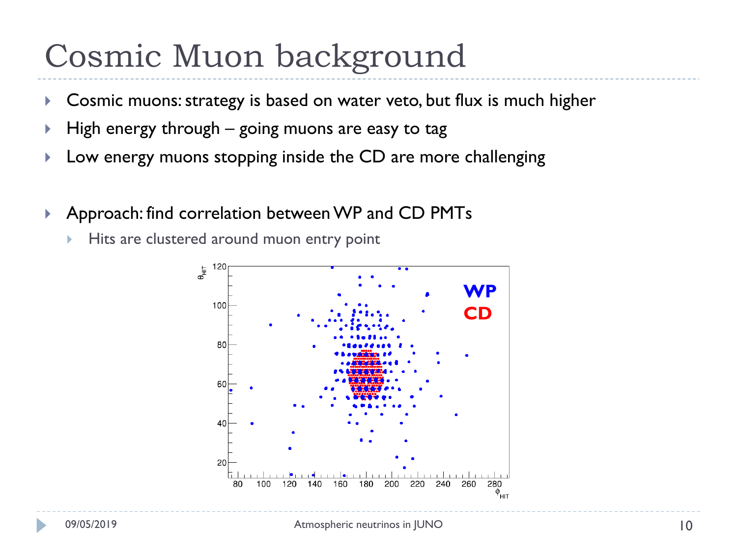# Cosmic Muon background

- Cosmic muons: strategy is based on water veto, but flux is much higher
- High energy through – going muons are easy to tag
- Low energy muons stopping inside the CD are more challenging

- Approach: find correlation between WP and CD PMTs
  - Hits are clustered around muon entry point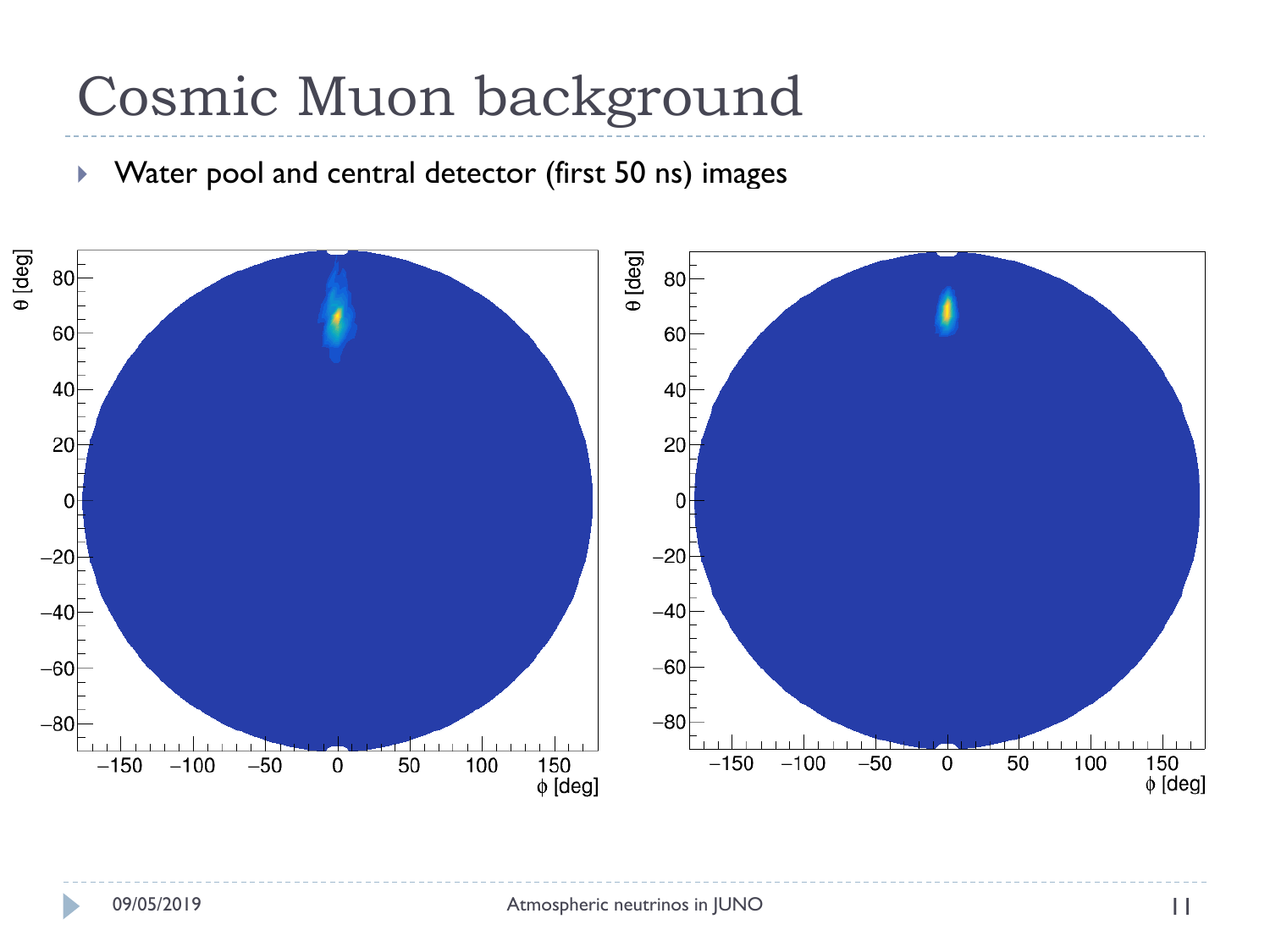# Cosmic Muon background

- Water pool and central detector (first 50 ns) images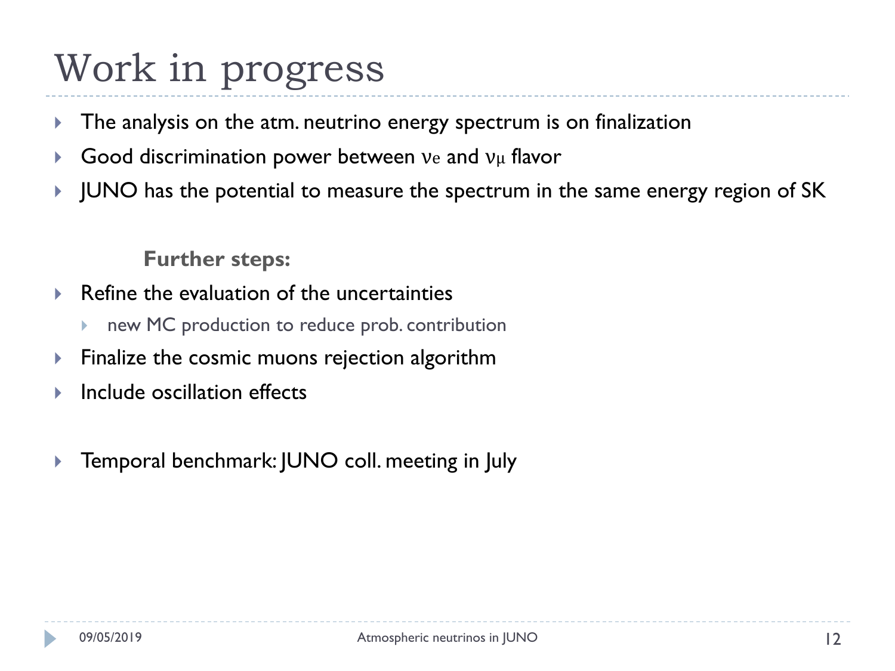# Work in progress

- The analysis on the atm. neutrino energy spectrum is on finalization
- Good discrimination power between $\nu_e$ and $\nu_\mu$ flavor
- JUNO has the potential to measure the spectrum in the same energy region of SK

**Further steps:**

- Refine the evaluation of the uncertainties
  - new MC production to reduce prob. contribution
- Finalize the cosmic muons rejection algorithm
- Include oscillation effects

- Temporal benchmark: JUNO coll. meeting in July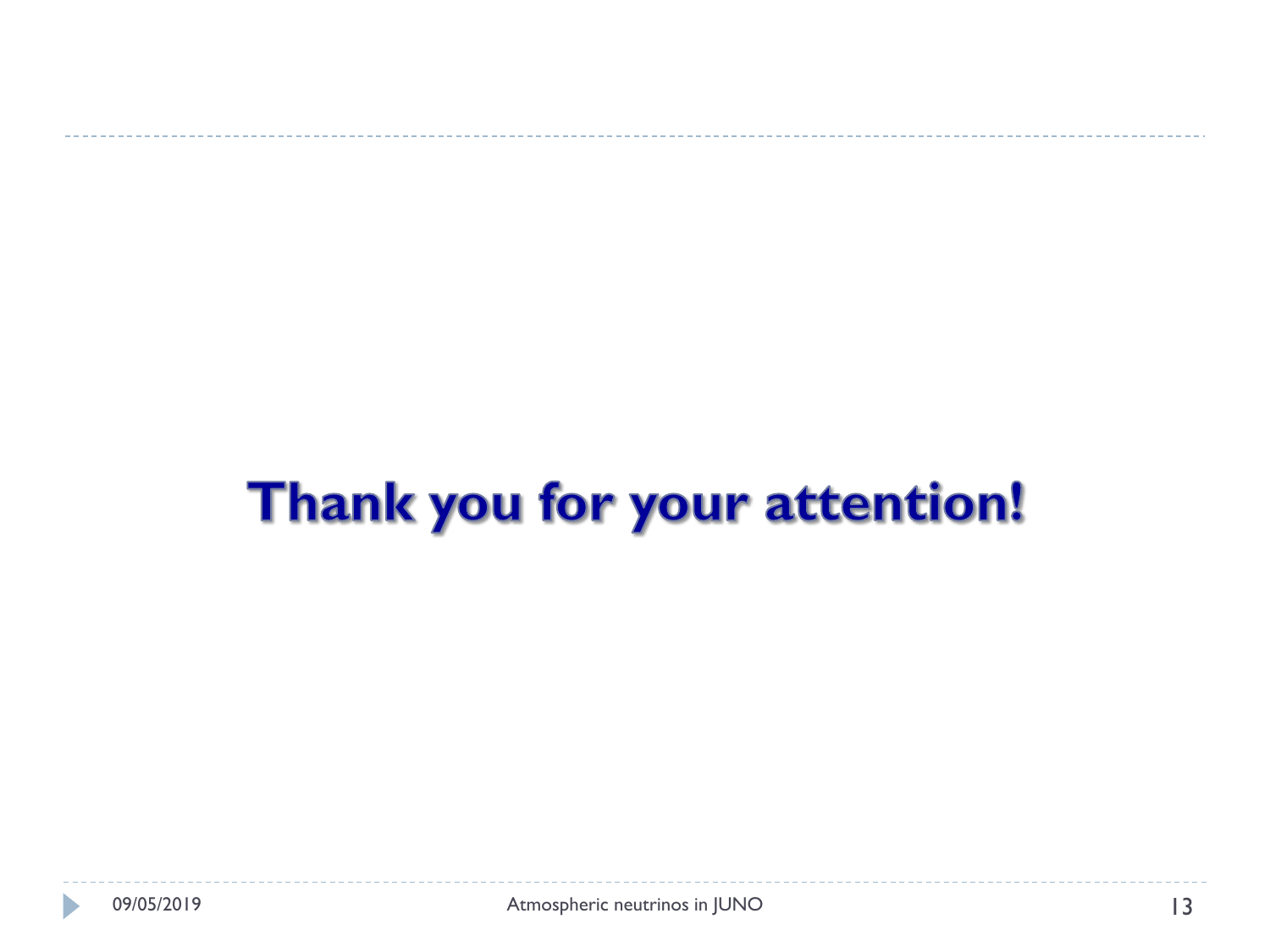**Thank you for your attention!**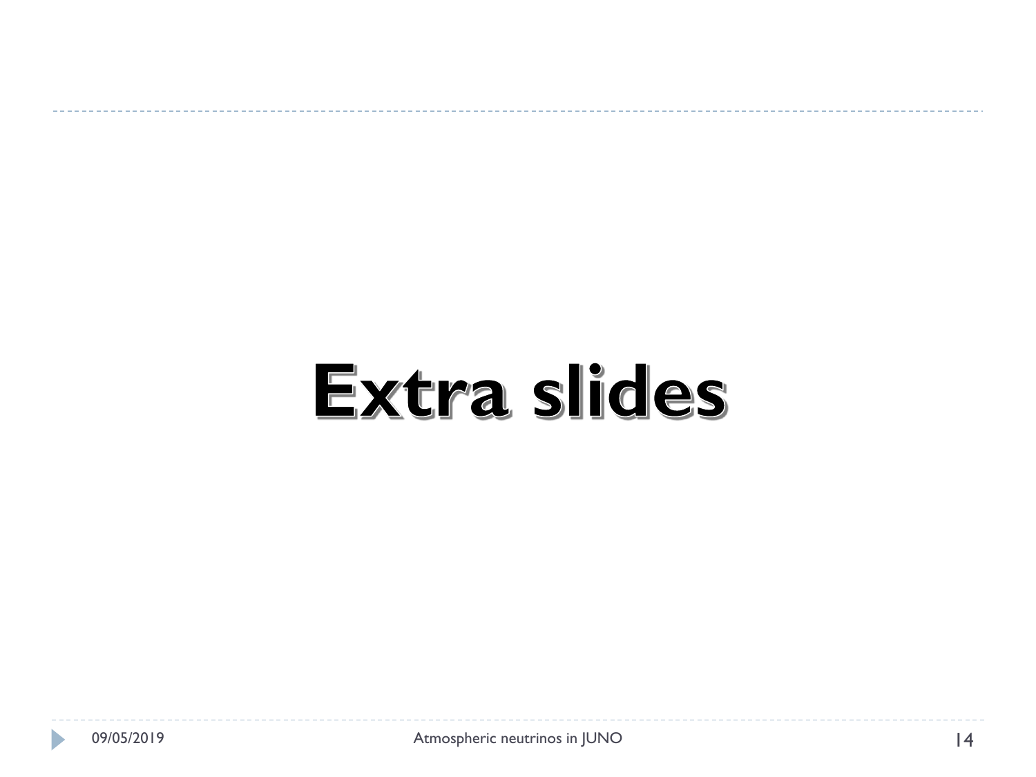# Extra slides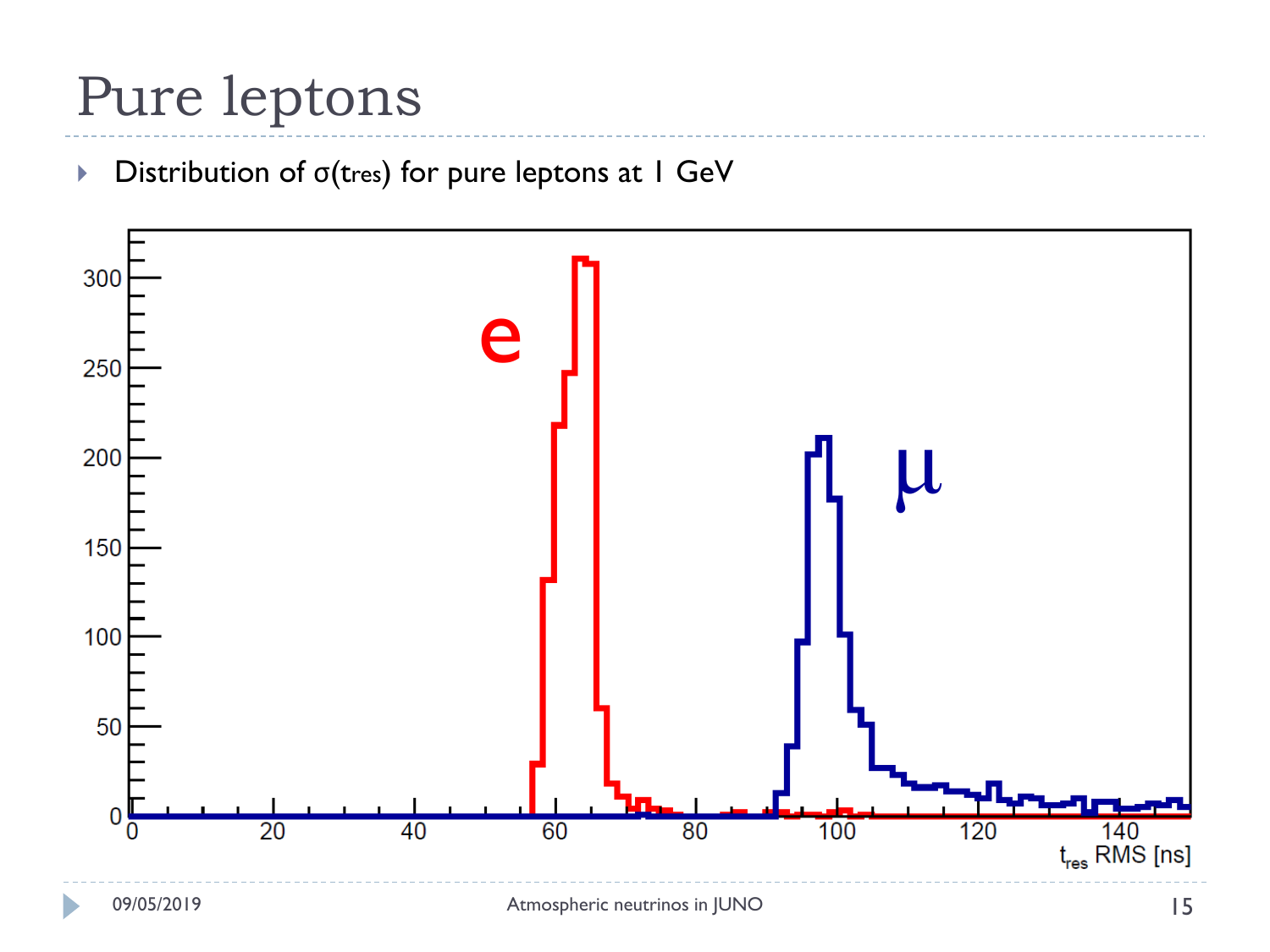# Pure leptons

- Distribution of $\sigma(t_{res})$ for pure leptons at 1 GeV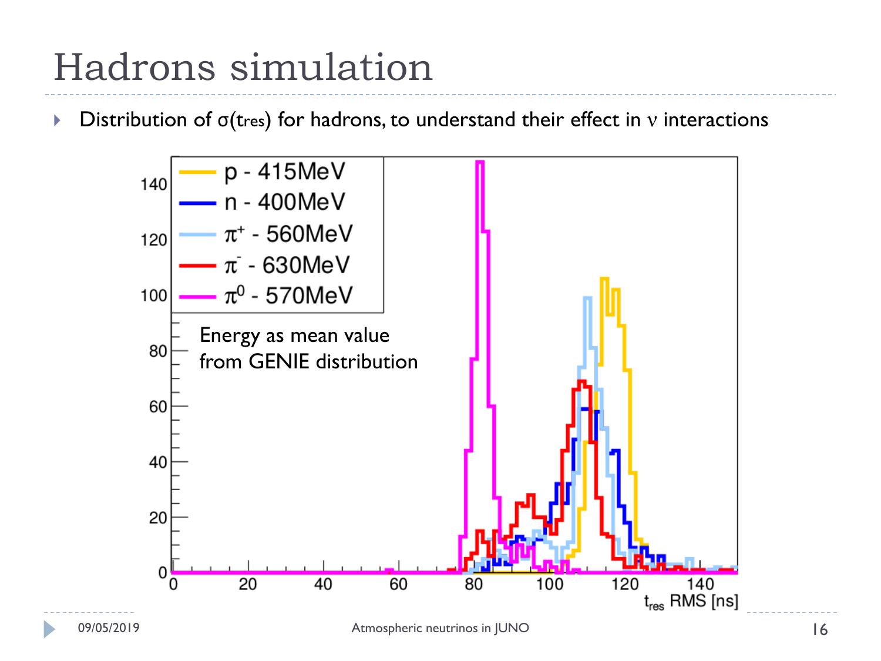# Hadrons simulation

- Distribution of $\sigma(t_{res})$ for hadrons, to understand their effect in $\nu$ interactions

Energy as mean value from GENIE distribution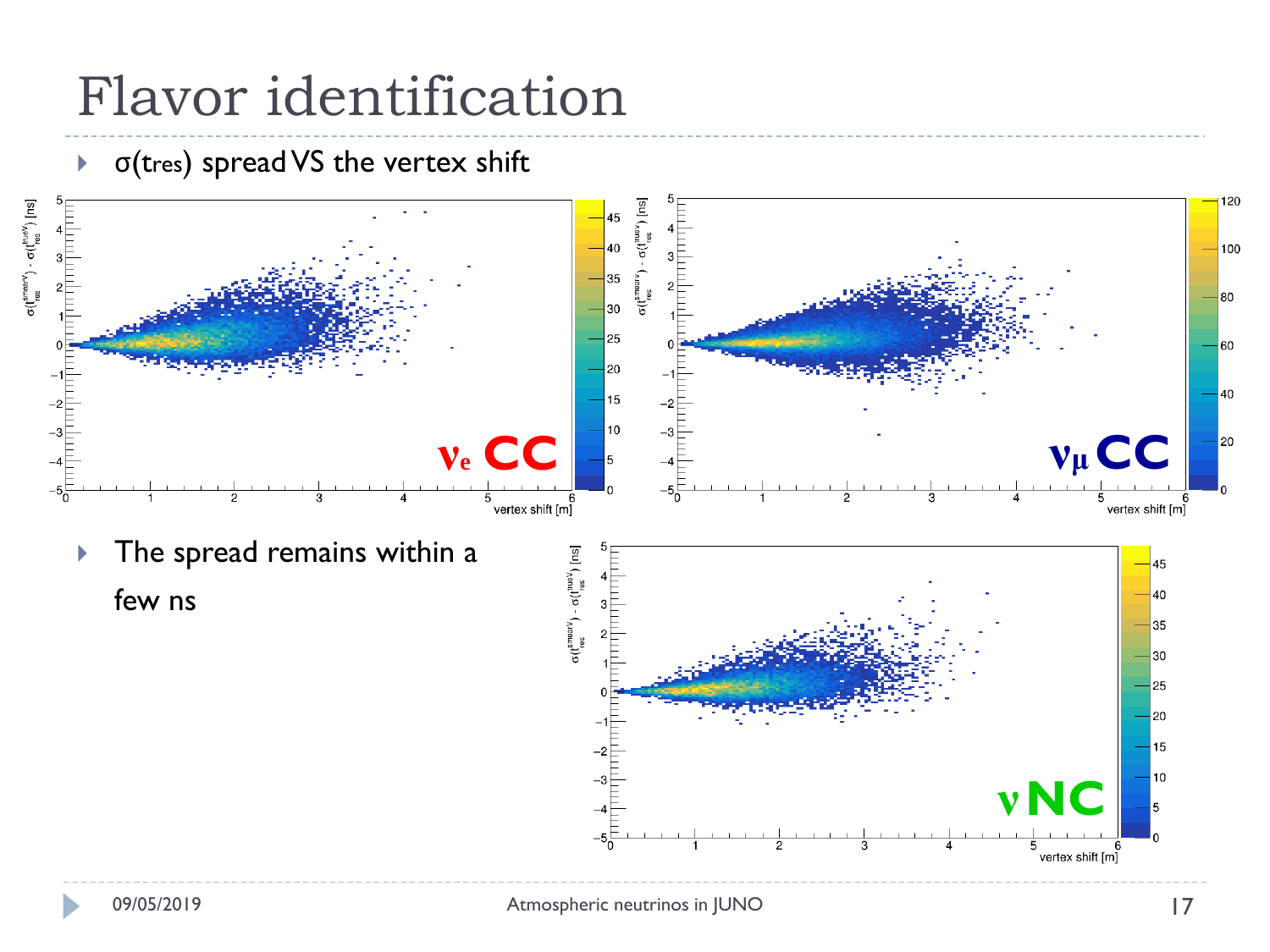# Flavor identification

- $\sigma$(tres) spread VS the vertex shift

- The spread remains within a few ns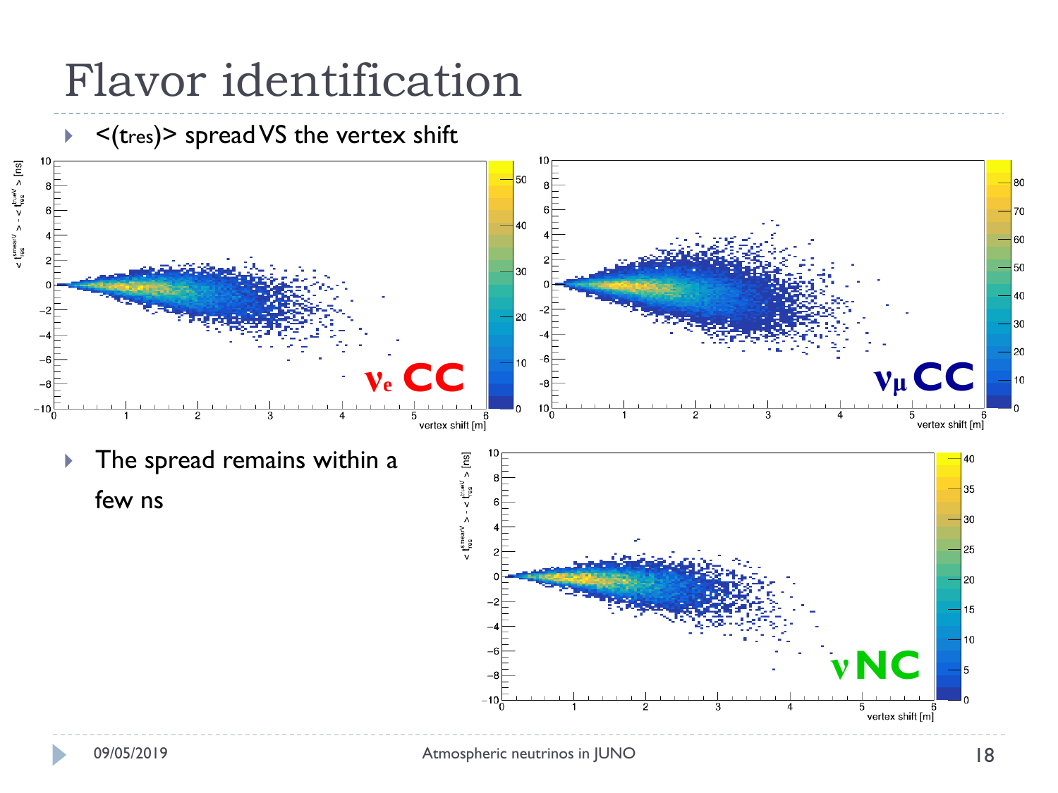# Flavor identification

- <($t_{res}$)> spread VS the vertex shift
- The spread remains within a few ns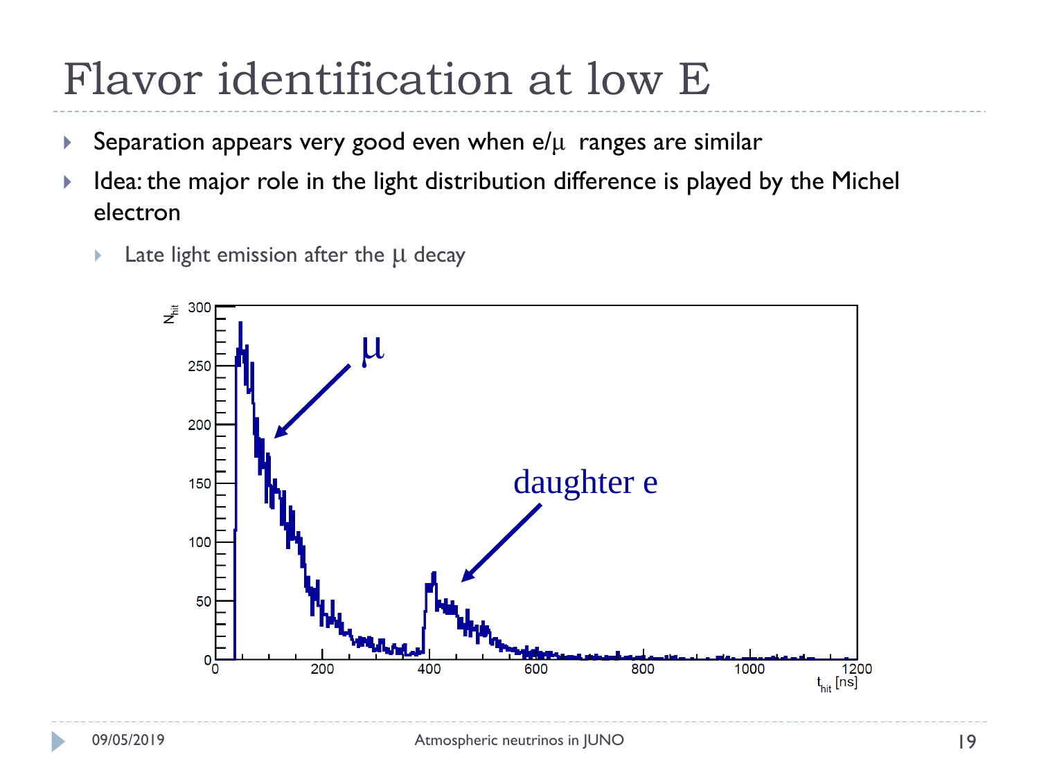# Flavor identification at low E

- Separation appears very good even when e/$\mu$ ranges are similar
- Idea: the major role in the light distribution difference is played by the Michel electron
  - Late light emission after the $\mu$ decay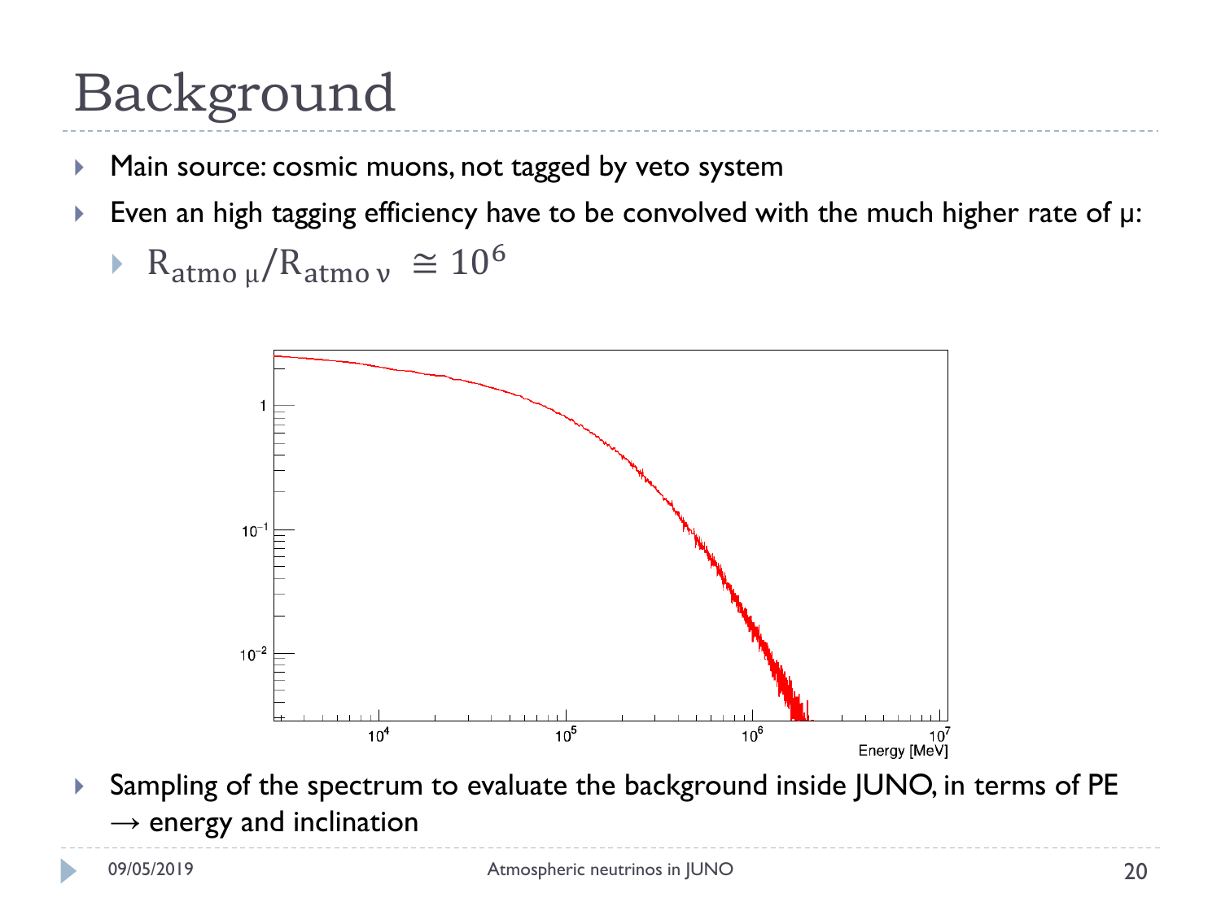# Background

- Main source: cosmic muons, not tagged by veto system
- Even an high tagging efficiency have to be convolved with the much higher rate of μ:
  - $R_{\text{atmo}\,\mu}/R_{\text{atmo}\,\nu} \cong 10^6$

1

$10^{-1}$

$10^{-2}$

$10^4$

$10^5$

$10^6$

$10^7$

Energy [MeV]

- Sampling of the spectrum to evaluate the background inside JUNO, in terms of PE → energy and inclination